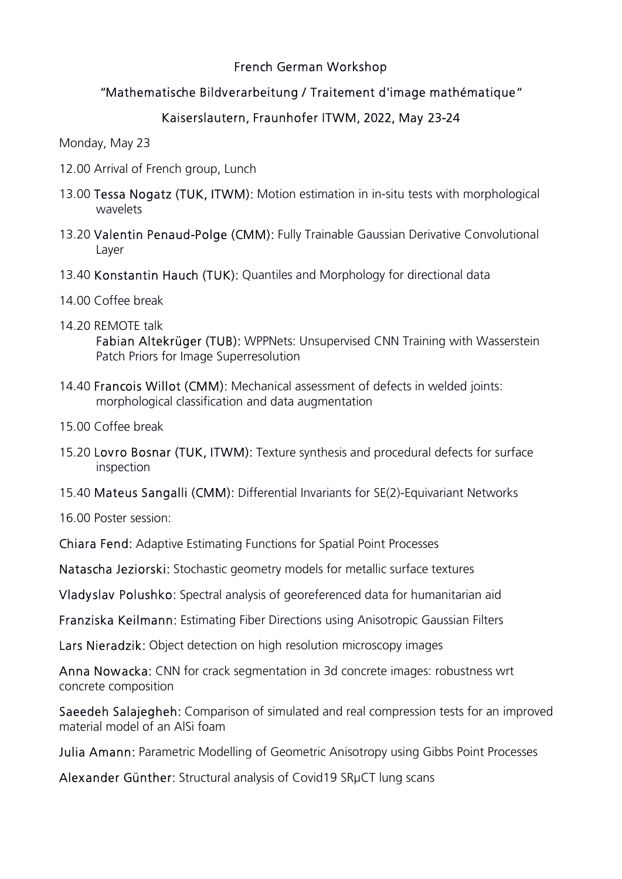# French German Workshop

## "Mathematische Bildverarbeitung / Traitement d'image mathématique"

## Kaiserslautern, Fraunhofer ITWM, 2022, May 23-24

Monday, May 23

12.00 Arrival of French group, Lunch

13.00 **Tessa Nogatz (TUK, ITWM):** Motion estimation in in-situ tests with morphological wavelets

13.20 **Valentin Penaud-Polge (CMM):** Fully Trainable Gaussian Derivative Convolutional Layer

13.40 **Konstantin Hauch (TUK):** Quantiles and Morphology for directional data

14.00 Coffee break

14.20 REMOTE talk
**Fabian Altekrüger (TUB):** WPPNets: Unsupervised CNN Training with Wasserstein Patch Priors for Image Superresolution

14.40 **Francois Willot (CMM):** Mechanical assessment of defects in welded joints: morphological classification and data augmentation

15.00 Coffee break

15.20 **Lovro Bosnar (TUK, ITWM):** Texture synthesis and procedural defects for surface inspection

15.40 **Mateus Sangalli (CMM):** Differential Invariants for SE(2)-Equivariant Networks

16.00 Poster session:

**Chiara Fend:** Adaptive Estimating Functions for Spatial Point Processes

**Natascha Jeziorski:** Stochastic geometry models for metallic surface textures

**Vladyslav Polushko:** Spectral analysis of georeferenced data for humanitarian aid

**Franziska Keilmann:** Estimating Fiber Directions using Anisotropic Gaussian Filters

**Lars Nieradzik:** Object detection on high resolution microscopy images

**Anna Nowacka:** CNN for crack segmentation in 3d concrete images: robustness wrt concrete composition

**Saeedeh Salajegheh:** Comparison of simulated and real compression tests for an improved material model of an AlSi foam

**Julia Amann:** Parametric Modelling of Geometric Anisotropy using Gibbs Point Processes

**Alexander Günther:** Structural analysis of Covid19 SRμCT lung scans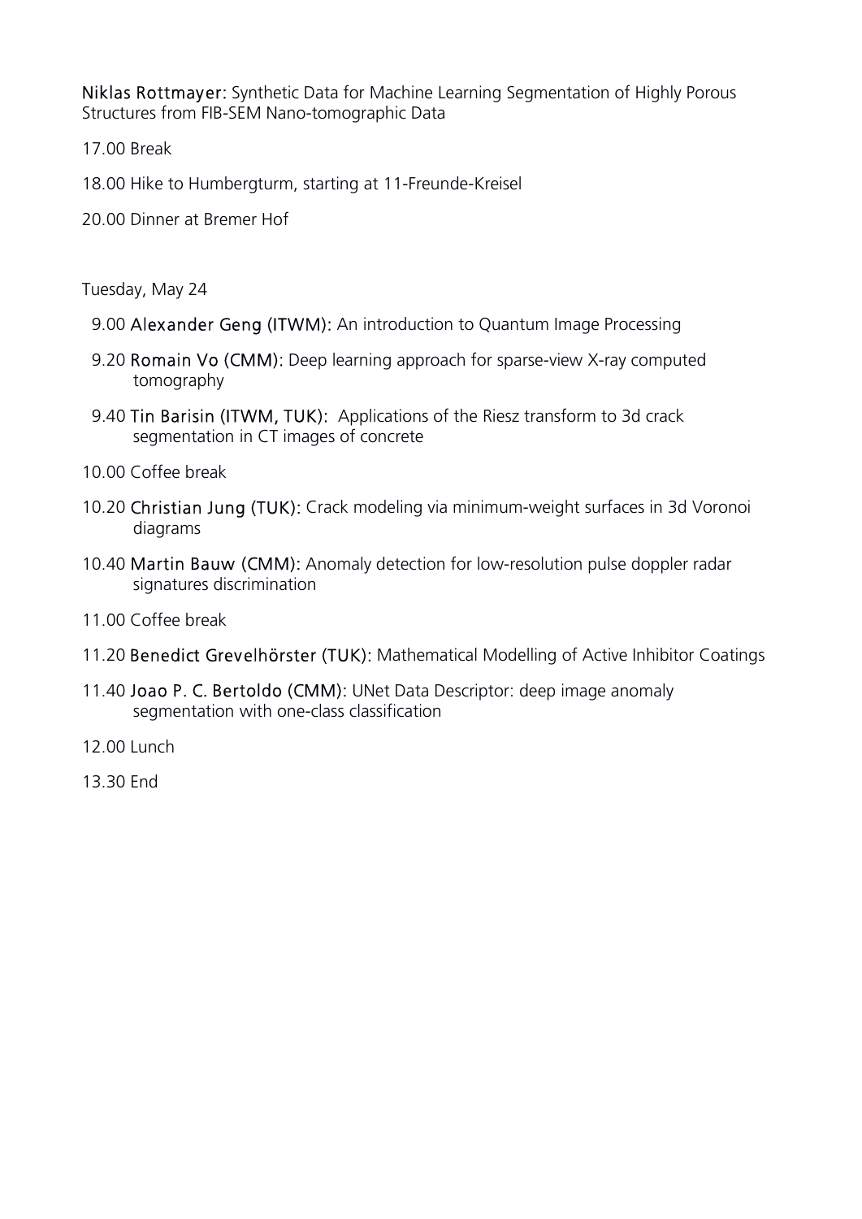**Niklas Rottmayer:** Synthetic Data for Machine Learning Segmentation of Highly Porous Structures from FIB-SEM Nano-tomographic Data

17.00 Break

18.00 Hike to Humbergturm, starting at 11-Freunde-Kreisel

20.00 Dinner at Bremer Hof

Tuesday, May 24

9.00 **Alexander Geng (ITWM):** An introduction to Quantum Image Processing

9.20 **Romain Vo (CMM):** Deep learning approach for sparse-view X-ray computed tomography

9.40 **Tin Barisin (ITWM, TUK):** Applications of the Riesz transform to 3d crack segmentation in CT images of concrete

10.00 Coffee break

10.20 **Christian Jung (TUK):** Crack modeling via minimum-weight surfaces in 3d Voronoi diagrams

10.40 **Martin Bauw (CMM):** Anomaly detection for low-resolution pulse doppler radar signatures discrimination

11.00 Coffee break

11.20 **Benedict Grevelhörster (TUK):** Mathematical Modelling of Active Inhibitor Coatings

11.40 **Joao P. C. Bertoldo (CMM):** UNet Data Descriptor: deep image anomaly segmentation with one-class classification

12.00 Lunch

13.30 End